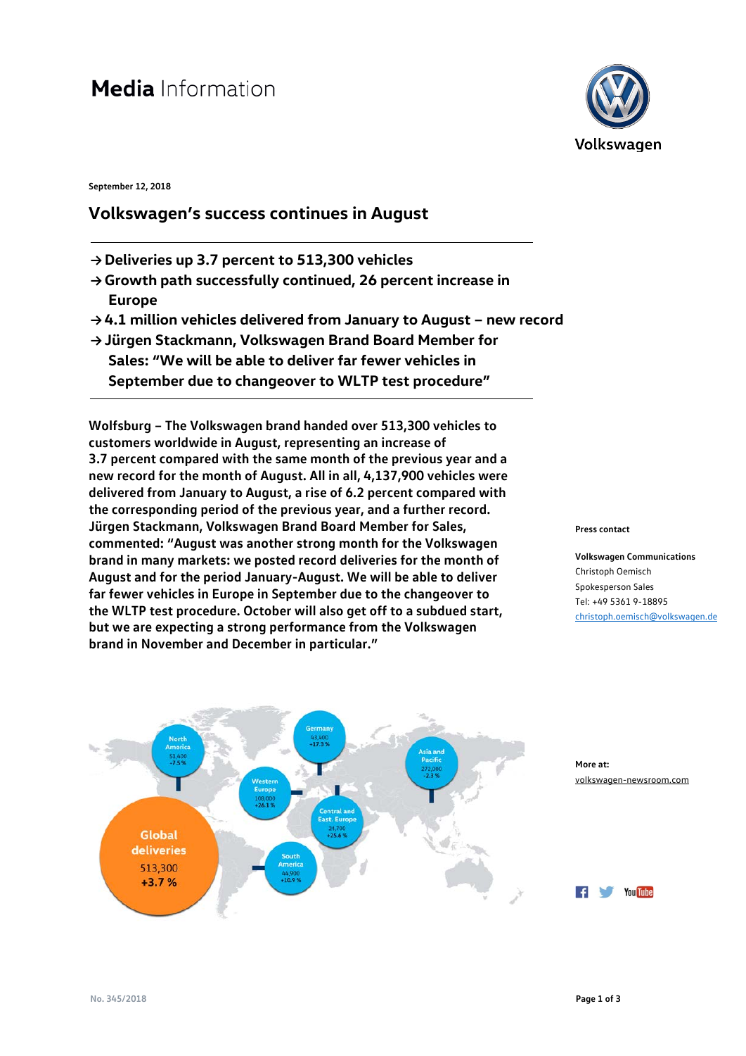# Media Information

Volkswagen

September 12, 2018

## Volkswagen's success continues in August

- → **Deliveries up 3.7 percent to 513,300 vehicles**
- → **Growth path successfully continued, 26 percent increase in Europe**
- → **4.1 million vehicles delivered from January to August – new record**
- → **Jürgen Stackmann, Volkswagen Brand Board Member for Sales: "We will be able to deliver far fewer vehicles in September due to changeover to WLTP test procedure"**

**Wolfsburg – The Volkswagen brand handed over 513,300 vehicles to customers worldwide in August, representing an increase of 3.7 percent compared with the same month of the previous year and a new record for the month of August. All in all, 4,137,900 vehicles were delivered from January to August, a rise of 6.2 percent compared with the corresponding period of the previous year, and a further record. Jürgen Stackmann, Volkswagen Brand Board Member for Sales, commented: "August was another strong month for the Volkswagen brand in many markets: we posted record deliveries for the month of August and for the period January-August. We will be able to deliver far fewer vehicles in Europe in September due to the changeover to the WLTP test procedure. October will also get off to a subdued start, but we are expecting a strong performance from the Volkswagen brand in November and December in particular."**

| Region | Deliveries | Change |
| --- | --- | --- |
| Global deliveries | 513,300 | +3.7 % |
| North America | 51,400 | -7.5 % |
| Germany | 43,400 | +17.3 % |
| Western Europe | 108,000 | +26.1 % |
| Central and East. Europe | 24,700 | +25.6 % |
| Asia and Pacific | 272,000 | -2.3 % |
| South America | 44,900 | +10.9 % |

**Press contact**

**Volkswagen Communications**
Christoph Oemisch
Spokesperson Sales
Tel: +49 5361 9-18895
christoph.oemisch@volkswagen.de

**More at:**
volkswagen-newsroom.com

No. 345/2018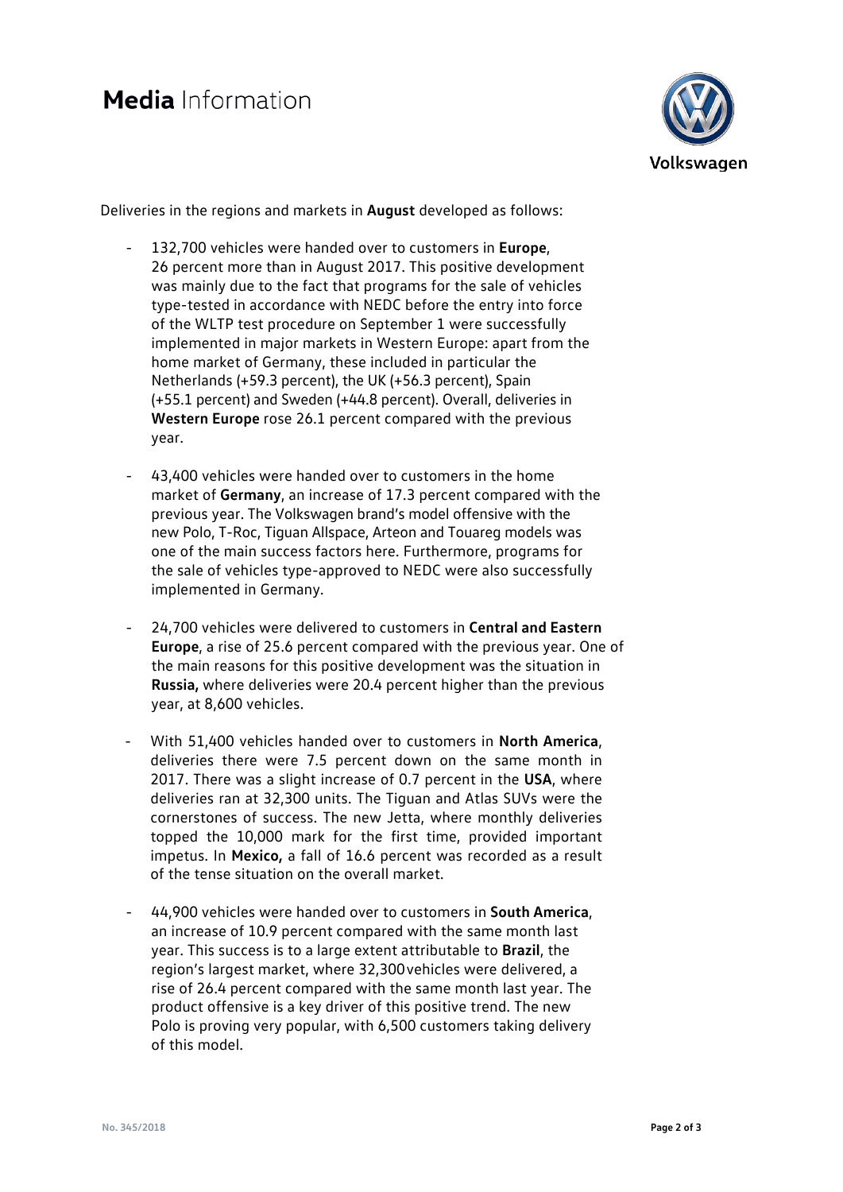Deliveries in the regions and markets in **August** developed as follows:

- 132,700 vehicles were handed over to customers in **Europe**, 26 percent more than in August 2017. This positive development was mainly due to the fact that programs for the sale of vehicles type-tested in accordance with NEDC before the entry into force of the WLTP test procedure on September 1 were successfully implemented in major markets in Western Europe: apart from the home market of Germany, these included in particular the Netherlands (+59.3 percent), the UK (+56.3 percent), Spain (+55.1 percent) and Sweden (+44.8 percent). Overall, deliveries in **Western Europe** rose 26.1 percent compared with the previous year.

- 43,400 vehicles were handed over to customers in the home market of **Germany**, an increase of 17.3 percent compared with the previous year. The Volkswagen brand's model offensive with the new Polo, T-Roc, Tiguan Allspace, Arteon and Touareg models was one of the main success factors here. Furthermore, programs for the sale of vehicles type-approved to NEDC were also successfully implemented in Germany.

- 24,700 vehicles were delivered to customers in **Central and Eastern Europe**, a rise of 25.6 percent compared with the previous year. One of the main reasons for this positive development was the situation in **Russia,** where deliveries were 20.4 percent higher than the previous year, at 8,600 vehicles.

- With 51,400 vehicles handed over to customers in **North America**, deliveries there were 7.5 percent down on the same month in 2017. There was a slight increase of 0.7 percent in the **USA**, where deliveries ran at 32,300 units. The Tiguan and Atlas SUVs were the cornerstones of success. The new Jetta, where monthly deliveries topped the 10,000 mark for the first time, provided important impetus. In **Mexico,** a fall of 16.6 percent was recorded as a result of the tense situation on the overall market.

- 44,900 vehicles were handed over to customers in **South America**, an increase of 10.9 percent compared with the same month last year. This success is to a large extent attributable to **Brazil**, the region's largest market, where 32,300 vehicles were delivered, a rise of 26.4 percent compared with the same month last year. The product offensive is a key driver of this positive trend. The new Polo is proving very popular, with 6,500 customers taking delivery of this model.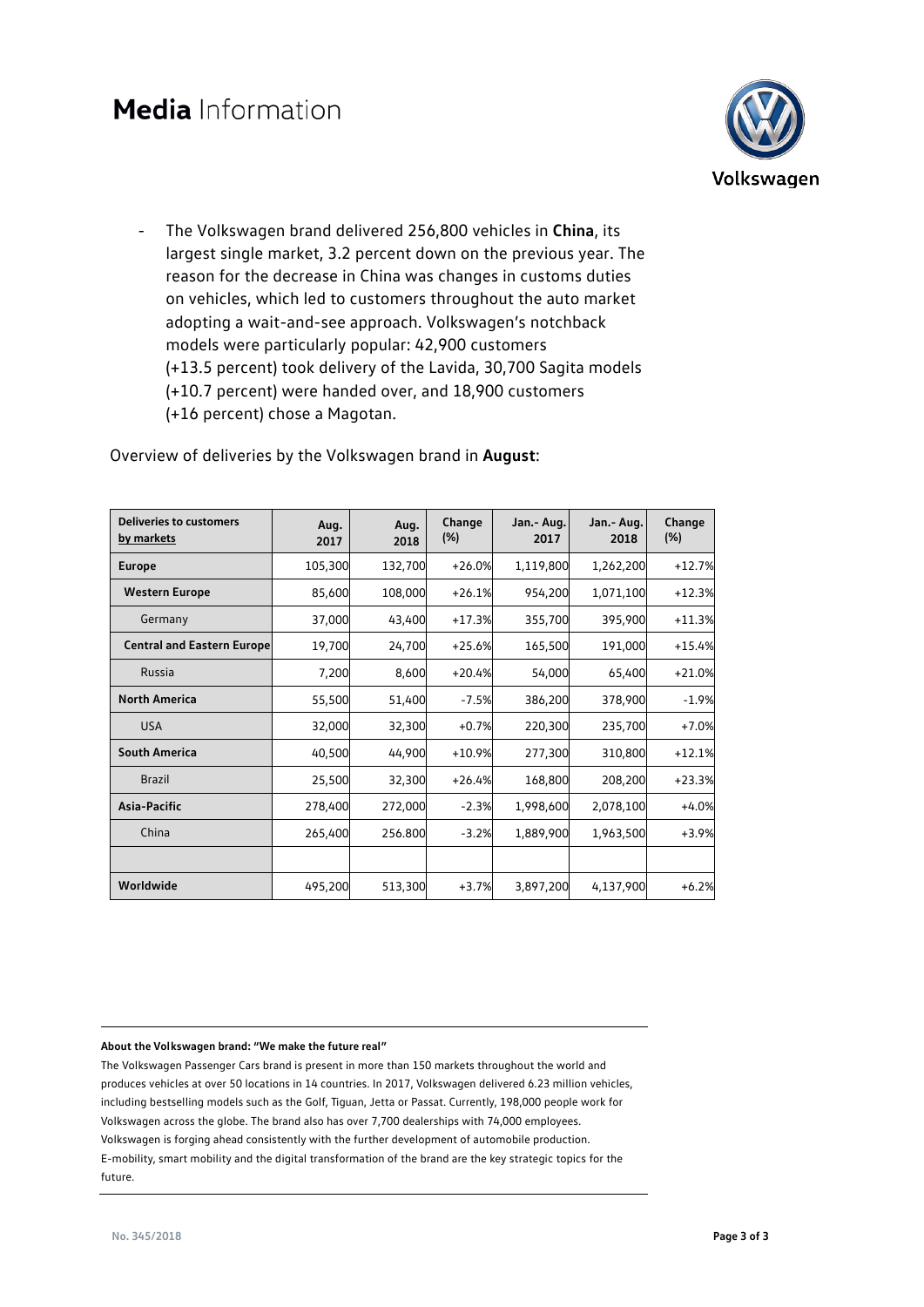- The Volkswagen brand delivered 256,800 vehicles in **China**, its largest single market, 3.2 percent down on the previous year. The reason for the decrease in China was changes in customs duties on vehicles, which led to customers throughout the auto market adopting a wait-and-see approach. Volkswagen's notchback models were particularly popular: 42,900 customers (+13.5 percent) took delivery of the Lavida, 30,700 Sagita models (+10.7 percent) were handed over, and 18,900 customers (+16 percent) chose a Magotan.

Overview of deliveries by the Volkswagen brand in **August**:

| **Deliveries to customers by markets** | **Aug. 2017** | **Aug. 2018** | **Change (%)** | **Jan.- Aug. 2017** | **Jan.- Aug. 2018** | **Change (%)** |
|---|---|---|---|---|---|---|
| **Europe** | 105,300 | 132,700 | +26.0% | 1,119,800 | 1,262,200 | +12.7% |
| **Western Europe** | 85,600 | 108,000 | +26.1% | 954,200 | 1,071,100 | +12.3% |
| Germany | 37,000 | 43,400 | +17.3% | 355,700 | 395,900 | +11.3% |
| **Central and Eastern Europe** | 19,700 | 24,700 | +25.6% | 165,500 | 191,000 | +15.4% |
| Russia | 7,200 | 8,600 | +20.4% | 54,000 | 65,400 | +21.0% |
| **North America** | 55,500 | 51,400 | -7.5% | 386,200 | 378,900 | -1.9% |
| USA | 32,000 | 32,300 | +0.7% | 220,300 | 235,700 | +7.0% |
| **South America** | 40,500 | 44,900 | +10.9% | 277,300 | 310,800 | +12.1% |
| Brazil | 25,500 | 32,300 | +26.4% | 168,800 | 208,200 | +23.3% |
| **Asia-Pacific** | 278,400 | 272,000 | -2.3% | 1,998,600 | 2,078,100 | +4.0% |
| China | 265,400 | 256.800 | -3.2% | 1,889,900 | 1,963,500 | +3.9% |
| | | | | | | |
| **Worldwide** | 495,200 | 513,300 | +3.7% | 3,897,200 | 4,137,900 | +6.2% |

**About the Volkswagen brand: "We make the future real"**

The Volkswagen Passenger Cars brand is present in more than 150 markets throughout the world and produces vehicles at over 50 locations in 14 countries. In 2017, Volkswagen delivered 6.23 million vehicles, including bestselling models such as the Golf, Tiguan, Jetta or Passat. Currently, 198,000 people work for Volkswagen across the globe. The brand also has over 7,700 dealerships with 74,000 employees. Volkswagen is forging ahead consistently with the further development of automobile production. E-mobility, smart mobility and the digital transformation of the brand are the key strategic topics for the future.